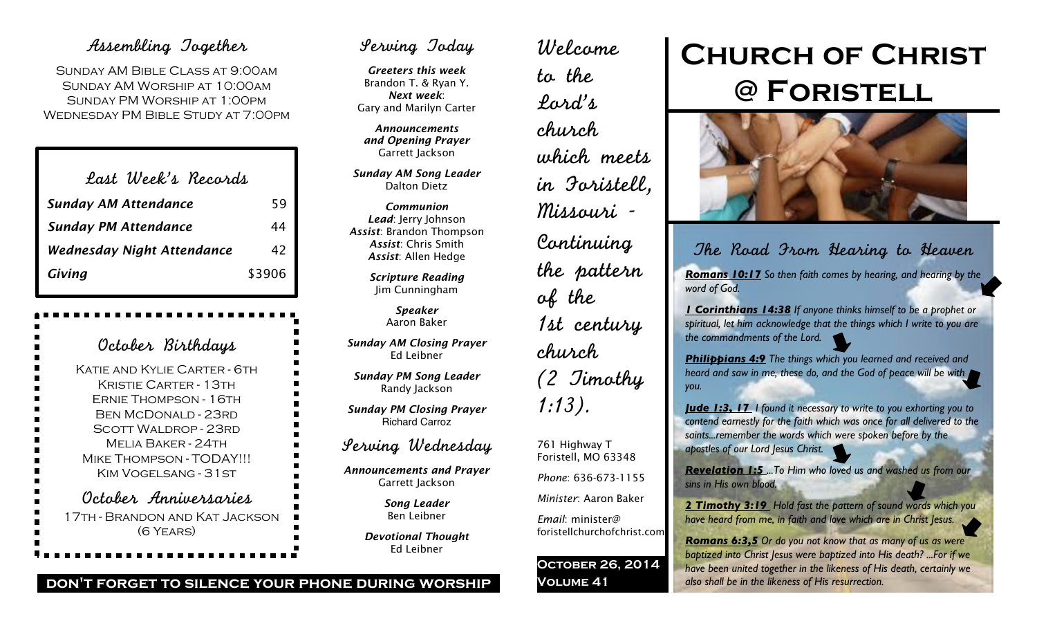## Assembling Together

Sunday AM Bible Class at 9:00am
Sunday AM Worship at 10:00am
Sunday PM Worship at 1:00pm
Wednesday PM Bible Study at 7:00pm

## Last Week's Records

| | |
|---|---|
| ***Sunday AM Attendance*** | 59 |
| ***Sunday PM Attendance*** | 44 |
| ***Wednesday Night Attendance*** | 42 |
| ***Giving*** | $3906 |

## October Birthdays

Katie and Kylie Carter - 6th
Kristie Carter - 13th
Ernie Thompson - 16th
Ben McDonald - 23rd
Scott Waldrop - 23rd
Melia Baker - 24th
Mike Thompson - TODAY!!!
Kim Vogelsang - 31st

## October Anniversaries

17th - Brandon and Kat Jackson (6 Years)

**DON'T FORGET TO SILENCE YOUR PHONE DURING WORSHIP**

## Serving Today

***Greeters this week***
Brandon T. & Ryan Y.
***Next week***:
Gary and Marilyn Carter

***Announcements and Opening Prayer***
Garrett Jackson

***Sunday AM Song Leader***
Dalton Dietz

***Communion***
***Lead***: Jerry Johnson
***Assist***: Brandon Thompson
***Assist***: Chris Smith
***Assist***: Allen Hedge

***Scripture Reading***
Jim Cunningham

***Speaker***
Aaron Baker

***Sunday AM Closing Prayer***
Ed Leibner

***Sunday PM Song Leader***
Randy Jackson

***Sunday PM Closing Prayer***
Richard Carroz

## Serving Wednesday

***Announcements and Prayer***
Garrett Jackson

***Song Leader***
Ben Leibner

***Devotional Thought***
Ed Leibner

Welcome to the Lord's church which meets in Foristell, Missouri - Continuing the pattern of the 1st century church (2 Timothy 1:13).

761 Highway T
Foristell, MO 63348

*Phone*: 636-673-1155

*Minister*: Aaron Baker

*Email*: minister@foristellchurchofchrist.com

**October 26, 2014**
**Volume 41**

# Church of Christ @ Foristell

## The Road From Hearing to Heaven

***Romans 10:17*** *So then faith comes by hearing, and hearing by the word of God.*

***1 Corinthians 14:38*** *If anyone thinks himself to be a prophet or spiritual, let him acknowledge that the things which I write to you are the commandments of the Lord.*

***Philippians 4:9*** *The things which you learned and received and heard and saw in me, these do, and the God of peace will be with you.*

***Jude 1:3, 17*** *I found it necessary to write to you exhorting you to contend earnestly for the faith which was once for all delivered to the saints...remember the words which were spoken before by the apostles of our Lord Jesus Christ.*

***Revelation 1:5*** *...To Him who loved us and washed us from our sins in His own blood.*

***2 Timothy 3:19*** *Hold fast the pattern of sound words which you have heard from me, in faith and love which are in Christ Jesus.*

***Romans 6:3,5*** *Or do you not know that as many of us as were baptized into Christ Jesus were baptized into His death? ...For if we have been united together in the likeness of His death, certainly we also shall be in the likeness of His resurrection.*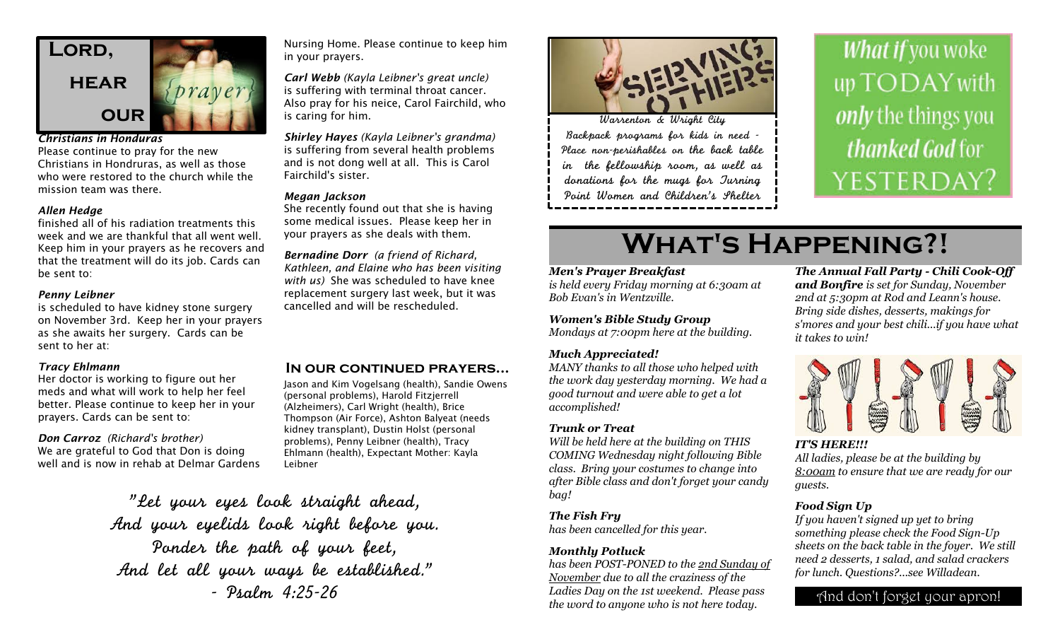# Lord, hear our {prayer}

***Christians in Honduras***
Please continue to pray for the new Christians in Hondruras, as well as those who were restored to the church while the mission team was there.

***Allen Hedge***
finished all of his radiation treatments this week and we are thankful that all went well. Keep him in your prayers as he recovers and that the treatment will do its job. Cards can be sent to:

***Penny Leibner***
is scheduled to have kidney stone surgery on November 3rd. Keep her in your prayers as she awaits her surgery. Cards can be sent to her at:

***Tracy Ehlmann***
Her doctor is working to figure out her meds and what will work to help her feel better. Please continue to keep her in your prayers. Cards can be sent to:

***Don Carroz*** *(Richard's brother)*
We are grateful to God that Don is doing well and is now in rehab at Delmar Gardens Nursing Home. Please continue to keep him in your prayers.

***Carl Webb*** *(Kayla Leibner's great uncle)*
is suffering with terminal throat cancer. Also pray for his neice, Carol Fairchild, who is caring for him.

***Shirley Hayes*** *(Kayla Leibner's grandma)*
is suffering from several health problems and is not dong well at all. This is Carol Fairchild's sister.

***Megan Jackson***
She recently found out that she is having some medical issues. Please keep her in your prayers as she deals with them.

***Bernadine Dorr*** *(a friend of Richard, Kathleen, and Elaine who has been visiting with us)* She was scheduled to have knee replacement surgery last week, but it was cancelled and will be rescheduled.

## In our continued prayers...

Jason and Kim Vogelsang (health), Sandie Owens (personal problems), Harold Fitzjerrell (Alzheimers), Carl Wright (health), Brice Thompson (Air Force), Ashton Balyeat (needs kidney transplant), Dustin Holst (personal problems), Penny Leibner (health), Tracy Ehlmann (health), Expectant Mother: Kayla Leibner

"Let your eyes look straight ahead,
And your eyelids look right before you.
Ponder the path of your feet,
And let all your ways be established."
- Psalm 4:25-26

SERVING OTHERS

Warrenton & Wright City
Backpack programs for kids in need - Place non-perishables on the back table in the fellowship room, as well as donations for the mugs for Turning Point Women and Children's Shelter

*What if* you woke up TODAY with *only* the things you *thanked God* for YESTERDAY?

# What's Happening?!

***Men's Prayer Breakfast***
*is held every Friday morning at 6:30am at Bob Evan's in Wentzville.*

***Women's Bible Study Group***
*Mondays at 7:00pm here at the building.*

***Much Appreciated!***
*MANY thanks to all those who helped with the work day yesterday morning. We had a good turnout and were able to get a lot accomplished!*

***Trunk or Treat***
*Will be held here at the building on THIS COMING Wednesday night following Bible class. Bring your costumes to change into after Bible class and don't forget your candy bag!*

***The Fish Fry***
*has been cancelled for this year.*

***Monthly Potluck***
*has been POST-PONED to the 2nd Sunday of November due to all the craziness of the Ladies Day on the 1st weekend. Please pass the word to anyone who is not here today.*

***The Annual Fall Party - Chili Cook-Off and Bonfire*** *is set for Sunday, November 2nd at 5:30pm at Rod and Leann's house. Bring side dishes, desserts, makings for s'mores and your best chili...if you have what it takes to win!*

***IT'S HERE!!!***
*All ladies, please be at the building by 8:00am to ensure that we are ready for our guests.*

***Food Sign Up***
*If you haven't signed up yet to bring something please check the Food Sign-Up sheets on the back table in the foyer. We still need 2 desserts, 1 salad, and salad crackers for lunch. Questions?...see Willadean.*

And don't forget your apron!